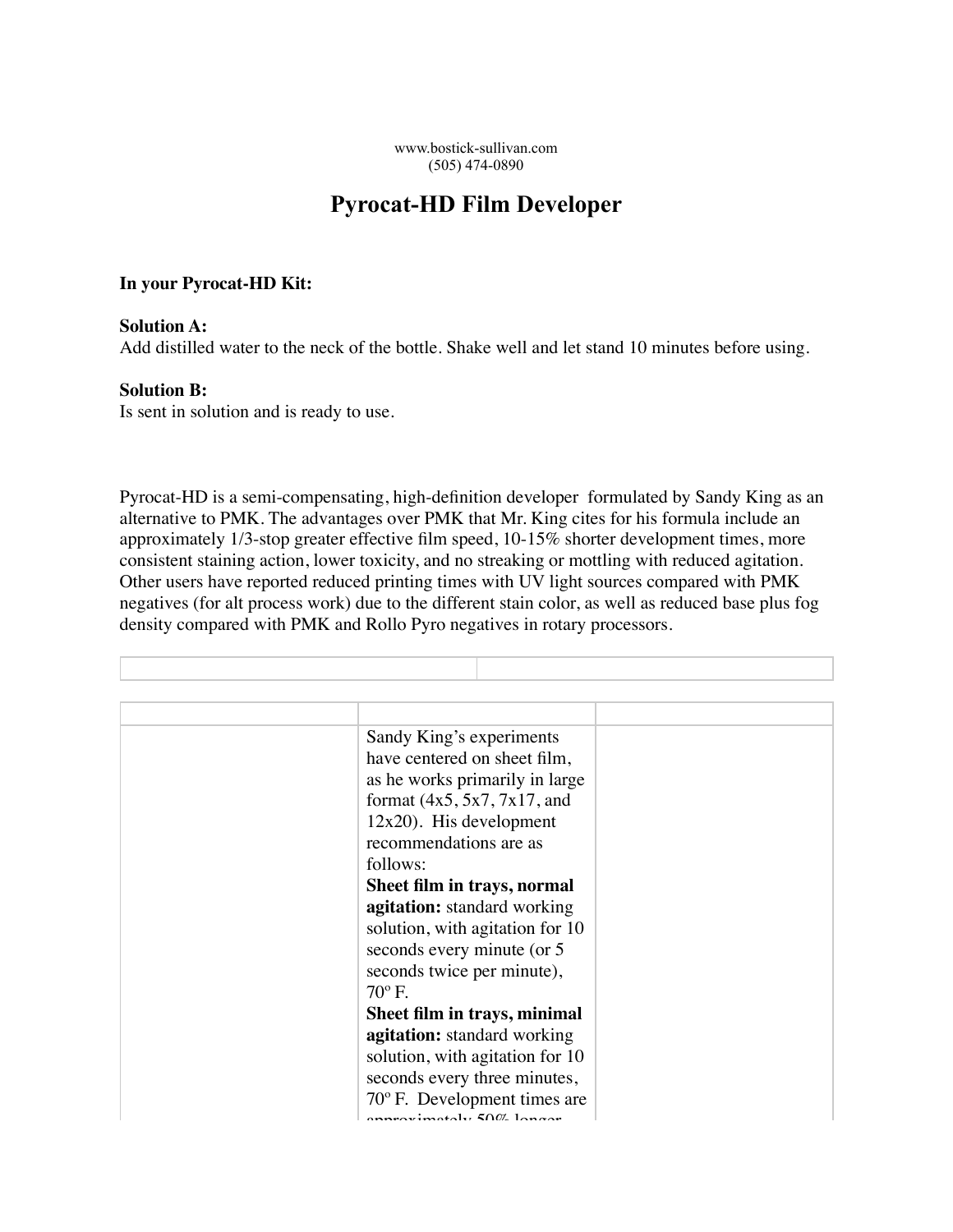www.bostick-sullivan.com
(505) 474-0890

# Pyrocat-HD Film Developer

**In your Pyrocat-HD Kit:**

**Solution A:**
Add distilled water to the neck of the bottle. Shake well and let stand 10 minutes before using.

**Solution B:**
Is sent in solution and is ready to use.

Pyrocat-HD is a semi-compensating, high-definition developer formulated by Sandy King as an alternative to PMK. The advantages over PMK that Mr. King cites for his formula include an approximately 1/3-stop greater effective film speed, 10-15% shorter development times, more consistent staining action, lower toxicity, and no streaking or mottling with reduced agitation. Other users have reported reduced printing times with UV light sources compared with PMK negatives (for alt process work) due to the different stain color, as well as reduced base plus fog density compared with PMK and Rollo Pyro negatives in rotary processors.

| | |
|---|---|
| | |

| | | |
|---|---|---|
| | | |
| | Sandy King's experiments have centered on sheet film, as he works primarily in large format (4x5, 5x7, 7x17, and 12x20). His development recommendations are as follows:<br>**Sheet film in trays, normal agitation:** standard working solution, with agitation for 10 seconds every minute (or 5 seconds twice per minute), 70º F.<br>**Sheet film in trays, minimal agitation:** standard working solution, with agitation for 10 seconds every three minutes, 70º F. Development times are approximately 50% longer | |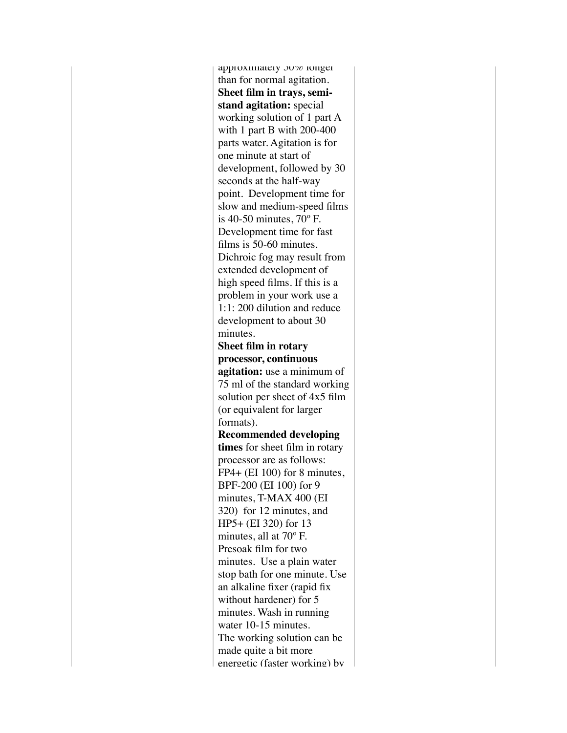approximately 30% longer than for normal agitation.

**Sheet film in trays, semi-stand agitation:** special working solution of 1 part A with 1 part B with 200-400 parts water. Agitation is for one minute at start of development, followed by 30 seconds at the half-way point. Development time for slow and medium-speed films is 40-50 minutes, 70º F. Development time for fast films is 50-60 minutes. Dichroic fog may result from extended development of high speed films. If this is a problem in your work use a 1:1: 200 dilution and reduce development to about 30 minutes.

**Sheet film in rotary processor, continuous agitation:** use a minimum of 75 ml of the standard working solution per sheet of 4x5 film (or equivalent for larger formats).

**Recommended developing times** for sheet film in rotary processor are as follows: FP4+ (EI 100) for 8 minutes, BPF-200 (EI 100) for 9 minutes, T-MAX 400 (EI 320) for 12 minutes, and HP5+ (EI 320) for 13 minutes, all at 70º F. Presoak film for two minutes. Use a plain water stop bath for one minute. Use an alkaline fixer (rapid fix without hardener) for 5 minutes. Wash in running water 10-15 minutes.

The working solution can be made quite a bit more energetic (faster working) by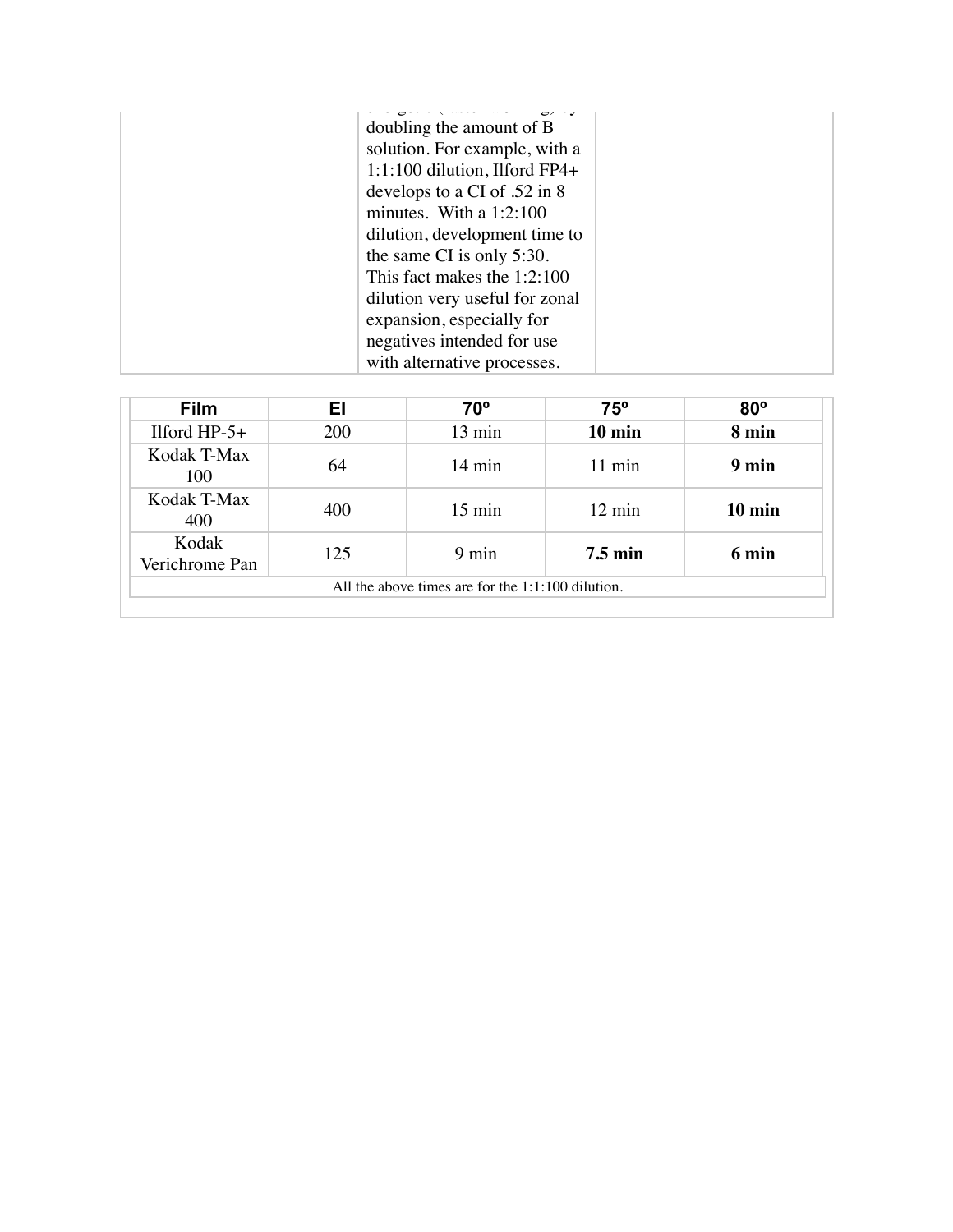doubling the amount of B solution. For example, with a 1:1:100 dilution, Ilford FP4+ develops to a CI of .52 in 8 minutes. With a 1:2:100 dilution, development time to the same CI is only 5:30. This fact makes the 1:2:100 dilution very useful for zonal expansion, especially for negatives intended for use with alternative processes.

| Film | EI | 70º | 75º | 80º |
|---|---|---|---|---|
| Ilford HP-5+ | 200 | 13 min | **10 min** | **8 min** |
| Kodak T-Max 100 | 64 | 14 min | 11 min | **9 min** |
| Kodak T-Max 400 | 400 | 15 min | 12 min | **10 min** |
| Kodak Verichrome Pan | 125 | 9 min | **7.5 min** | **6 min** |
| All the above times are for the 1:1:100 dilution. | | | | |